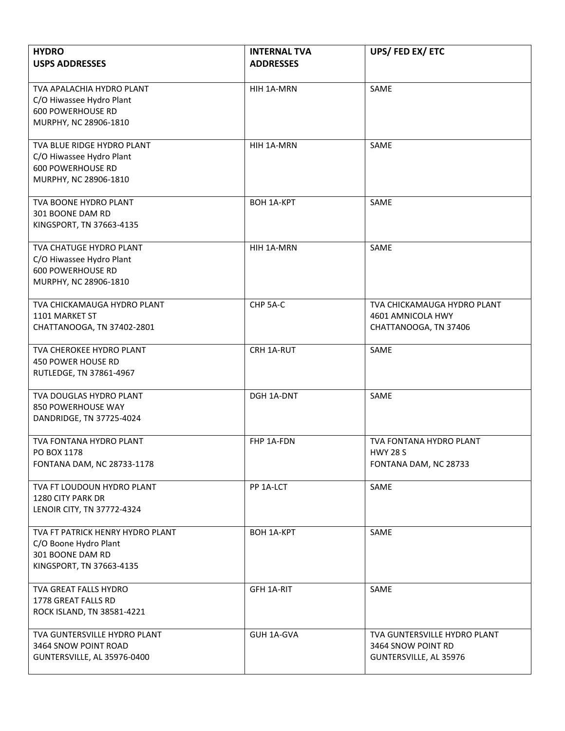| HYDRO<br>USPS ADDRESSES | INTERNAL TVA<br>ADDRESSES | UPS/ FED EX/ ETC |
|---|---|---|
| TVA APALACHIA HYDRO PLANT<br>C/O Hiwassee Hydro Plant<br>600 POWERHOUSE RD<br>MURPHY, NC 28906-1810 | HIH 1A-MRN | SAME |
| TVA BLUE RIDGE HYDRO PLANT<br>C/O Hiwassee Hydro Plant<br>600 POWERHOUSE RD<br>MURPHY, NC 28906-1810 | HIH 1A-MRN | SAME |
| TVA BOONE HYDRO PLANT<br>301 BOONE DAM RD<br>KINGSPORT, TN 37663-4135 | BOH 1A-KPT | SAME |
| TVA CHATUGE HYDRO PLANT<br>C/O Hiwassee Hydro Plant<br>600 POWERHOUSE RD<br>MURPHY, NC 28906-1810 | HIH 1A-MRN | SAME |
| TVA CHICKAMAUGA HYDRO PLANT<br>1101 MARKET ST<br>CHATTANOOGA, TN 37402-2801 | CHP 5A-C | TVA CHICKAMAUGA HYDRO PLANT<br>4601 AMNICOLA HWY<br>CHATTANOOGA, TN 37406 |
| TVA CHEROKEE HYDRO PLANT<br>450 POWER HOUSE RD<br>RUTLEDGE, TN 37861-4967 | CRH 1A-RUT | SAME |
| TVA DOUGLAS HYDRO PLANT<br>850 POWERHOUSE WAY<br>DANDRIDGE, TN 37725-4024 | DGH 1A-DNT | SAME |
| TVA FONTANA HYDRO PLANT<br>PO BOX 1178<br>FONTANA DAM, NC 28733-1178 | FHP 1A-FDN | TVA FONTANA HYDRO PLANT<br>HWY 28 S<br>FONTANA DAM, NC 28733 |
| TVA FT LOUDOUN HYDRO PLANT<br>1280 CITY PARK DR<br>LENOIR CITY, TN 37772-4324 | PP 1A-LCT | SAME |
| TVA FT PATRICK HENRY HYDRO PLANT<br>C/O Boone Hydro Plant<br>301 BOONE DAM RD<br>KINGSPORT, TN 37663-4135 | BOH 1A-KPT | SAME |
| TVA GREAT FALLS HYDRO<br>1778 GREAT FALLS RD<br>ROCK ISLAND, TN 38581-4221 | GFH 1A-RIT | SAME |
| TVA GUNTERSVILLE HYDRO PLANT<br>3464 SNOW POINT ROAD<br>GUNTERSVILLE, AL 35976-0400 | GUH 1A-GVA | TVA GUNTERSVILLE HYDRO PLANT<br>3464 SNOW POINT RD<br>GUNTERSVILLE, AL 35976 |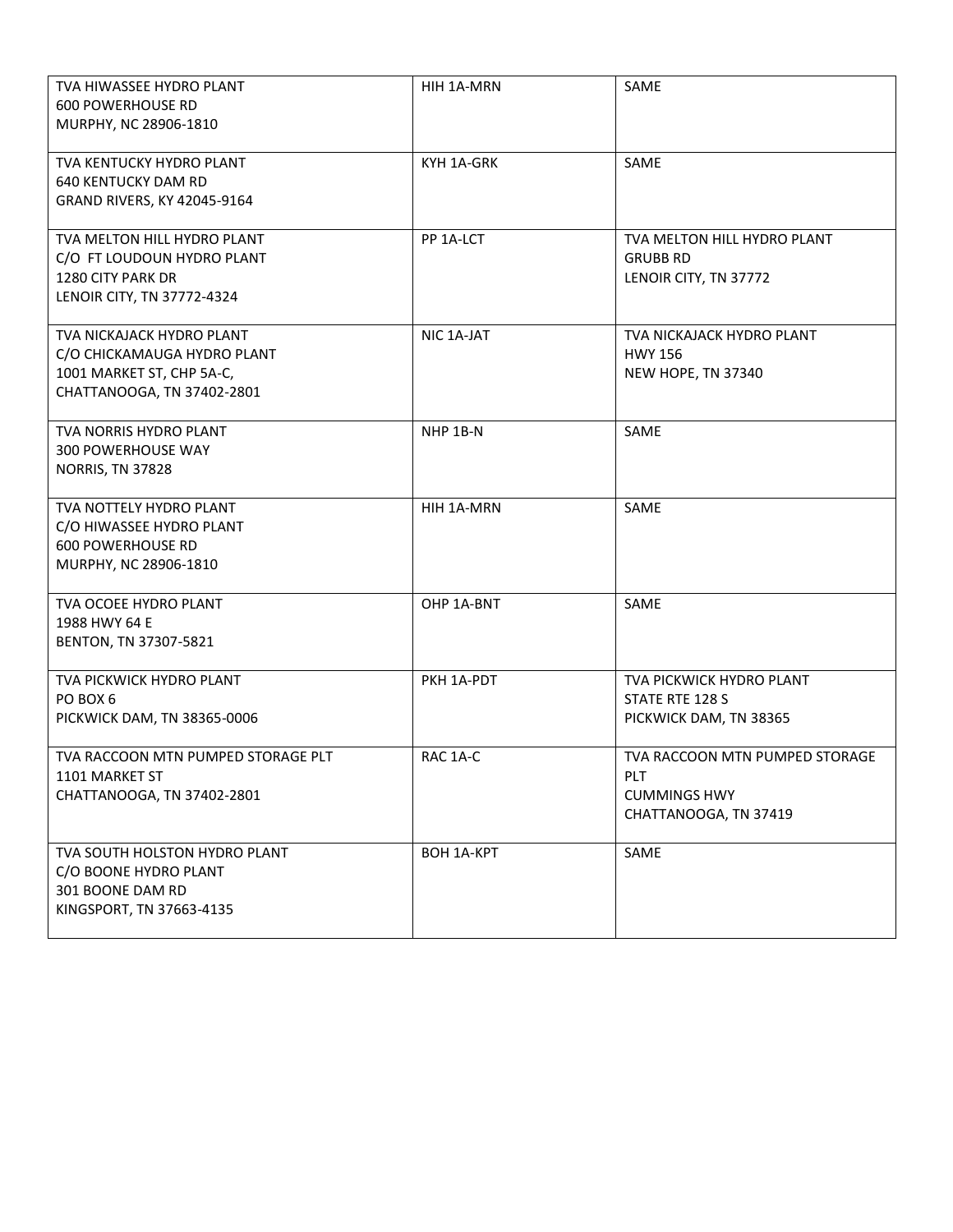| | | |
|---|---|---|
| TVA HIWASSEE HYDRO PLANT<br>600 POWERHOUSE RD<br>MURPHY, NC 28906-1810 | HIH 1A-MRN | SAME |
| TVA KENTUCKY HYDRO PLANT<br>640 KENTUCKY DAM RD<br>GRAND RIVERS, KY 42045-9164 | KYH 1A-GRK | SAME |
| TVA MELTON HILL HYDRO PLANT<br>C/O FT LOUDOUN HYDRO PLANT<br>1280 CITY PARK DR<br>LENOIR CITY, TN 37772-4324 | PP 1A-LCT | TVA MELTON HILL HYDRO PLANT<br>GRUBB RD<br>LENOIR CITY, TN 37772 |
| TVA NICKAJACK HYDRO PLANT<br>C/O CHICKAMAUGA HYDRO PLANT<br>1001 MARKET ST, CHP 5A-C,<br>CHATTANOOGA, TN 37402-2801 | NIC 1A-JAT | TVA NICKAJACK HYDRO PLANT<br>HWY 156<br>NEW HOPE, TN 37340 |
| TVA NORRIS HYDRO PLANT<br>300 POWERHOUSE WAY<br>NORRIS, TN 37828 | NHP 1B-N | SAME |
| TVA NOTTELY HYDRO PLANT<br>C/O HIWASSEE HYDRO PLANT<br>600 POWERHOUSE RD<br>MURPHY, NC 28906-1810 | HIH 1A-MRN | SAME |
| TVA OCOEE HYDRO PLANT<br>1988 HWY 64 E<br>BENTON, TN 37307-5821 | OHP 1A-BNT | SAME |
| TVA PICKWICK HYDRO PLANT<br>PO BOX 6<br>PICKWICK DAM, TN 38365-0006 | PKH 1A-PDT | TVA PICKWICK HYDRO PLANT<br>STATE RTE 128 S<br>PICKWICK DAM, TN 38365 |
| TVA RACCOON MTN PUMPED STORAGE PLT<br>1101 MARKET ST<br>CHATTANOOGA, TN 37402-2801 | RAC 1A-C | TVA RACCOON MTN PUMPED STORAGE PLT<br>CUMMINGS HWY<br>CHATTANOOGA, TN 37419 |
| TVA SOUTH HOLSTON HYDRO PLANT<br>C/O BOONE HYDRO PLANT<br>301 BOONE DAM RD<br>KINGSPORT, TN 37663-4135 | BOH 1A-KPT | SAME |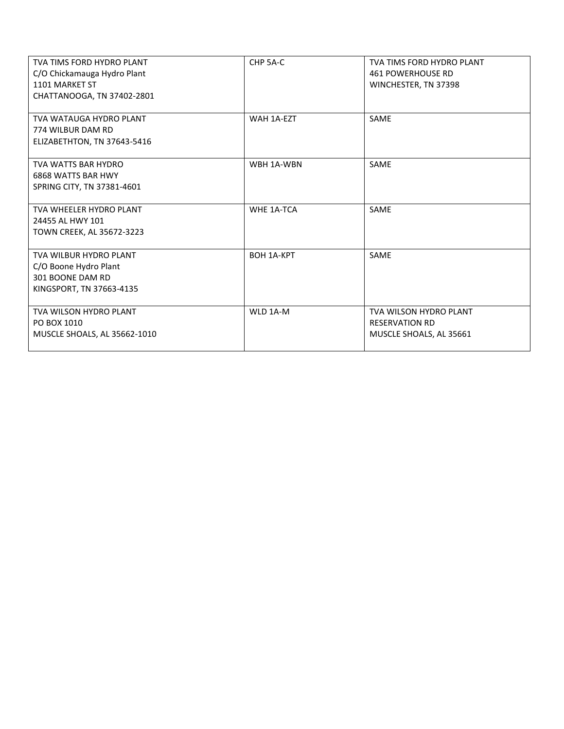| | | |
|---|---|---|
| TVA TIMS FORD HYDRO PLANT<br>C/O Chickamauga Hydro Plant<br>1101 MARKET ST<br>CHATTANOOGA, TN 37402-2801 | CHP 5A-C | TVA TIMS FORD HYDRO PLANT<br>461 POWERHOUSE RD<br>WINCHESTER, TN 37398 |
| TVA WATAUGA HYDRO PLANT<br>774 WILBUR DAM RD<br>ELIZABETHTON, TN 37643-5416 | WAH 1A-EZT | SAME |
| TVA WATTS BAR HYDRO<br>6868 WATTS BAR HWY<br>SPRING CITY, TN 37381-4601 | WBH 1A-WBN | SAME |
| TVA WHEELER HYDRO PLANT<br>24455 AL HWY 101<br>TOWN CREEK, AL 35672-3223 | WHE 1A-TCA | SAME |
| TVA WILBUR HYDRO PLANT<br>C/O Boone Hydro Plant<br>301 BOONE DAM RD<br>KINGSPORT, TN 37663-4135 | BOH 1A-KPT | SAME |
| TVA WILSON HYDRO PLANT<br>PO BOX 1010<br>MUSCLE SHOALS, AL 35662-1010 | WLD 1A-M | TVA WILSON HYDRO PLANT<br>RESERVATION RD<br>MUSCLE SHOALS, AL 35661 |